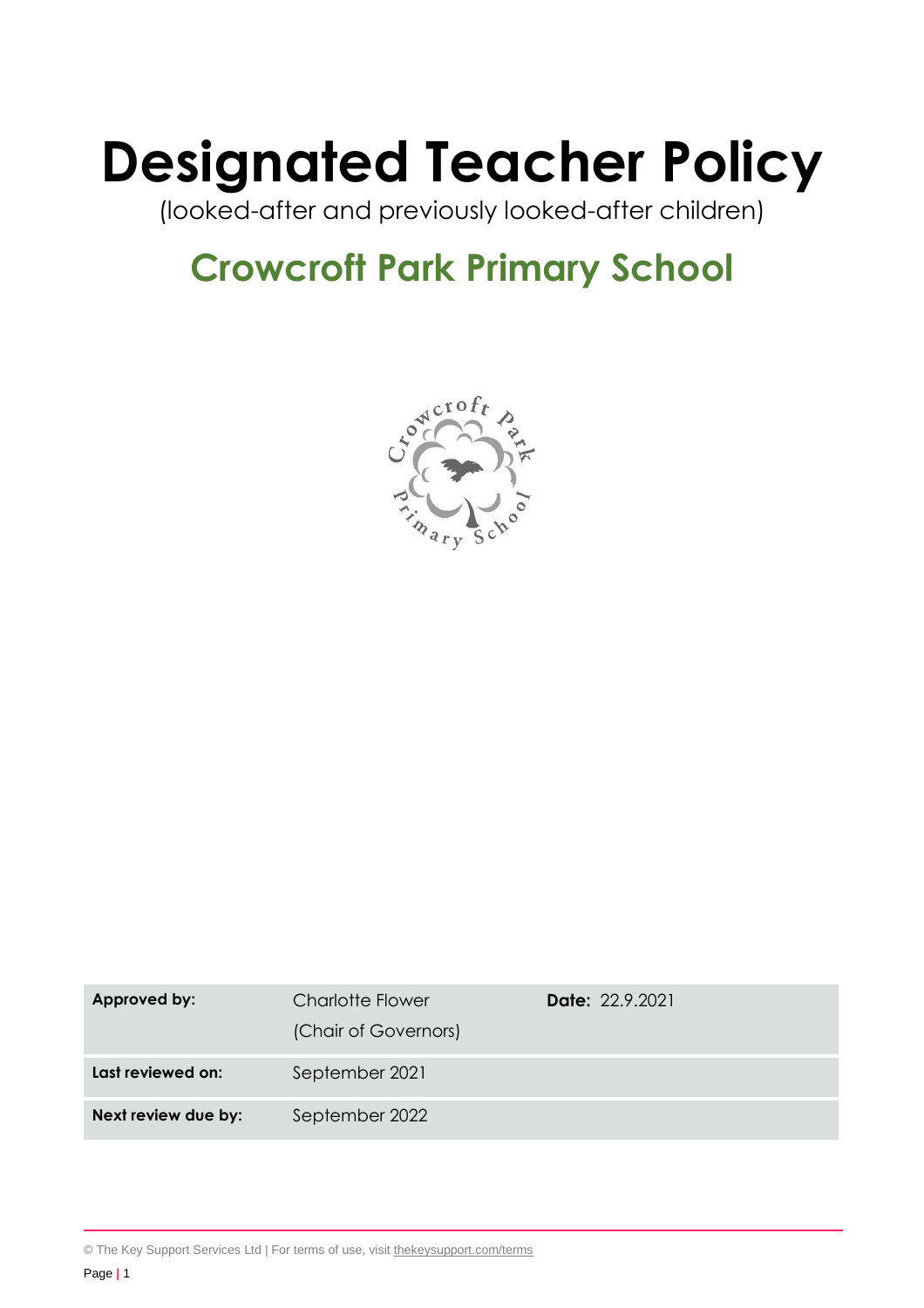# Designated Teacher Policy

(looked-after and previously looked-after children)

## Crowcroft Park Primary School

| **Approved by:** | Charlotte Flower (Chair of Governors) | **Date:** 22.9.2021 |
|---|---|---|
| **Last reviewed on:** | September 2021 | |
| **Next review due by:** | September 2022 | |

© The Key Support Services Ltd | For terms of use, visit thekeysupport.com/terms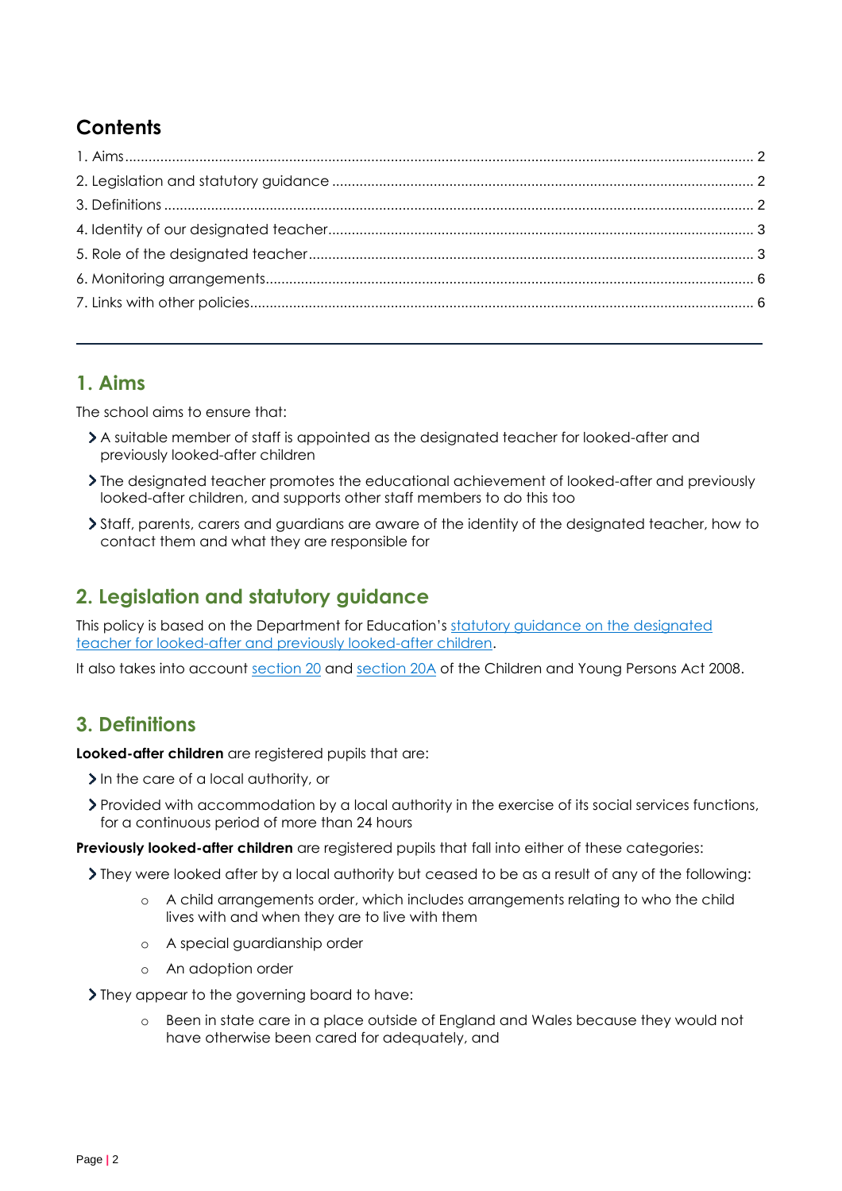## Contents

1. Aims ..... 2
2. Legislation and statutory guidance ..... 2
3. Definitions ..... 2
4. Identity of our designated teacher ..... 3
5. Role of the designated teacher ..... 3
6. Monitoring arrangements ..... 6
7. Links with other policies ..... 6

---

## 1. Aims

The school aims to ensure that:

- A suitable member of staff is appointed as the designated teacher for looked-after and previously looked-after children
- The designated teacher promotes the educational achievement of looked-after and previously looked-after children, and supports other staff members to do this too
- Staff, parents, carers and guardians are aware of the identity of the designated teacher, how to contact them and what they are responsible for

## 2. Legislation and statutory guidance

This policy is based on the Department for Education's statutory guidance on the designated teacher for looked-after and previously looked-after children.

It also takes into account section 20 and section 20A of the Children and Young Persons Act 2008.

## 3. Definitions

**Looked-after children** are registered pupils that are:

- In the care of a local authority, or
- Provided with accommodation by a local authority in the exercise of its social services functions, for a continuous period of more than 24 hours

**Previously looked-after children** are registered pupils that fall into either of these categories:

- They were looked after by a local authority but ceased to be as a result of any of the following:
  - A child arrangements order, which includes arrangements relating to who the child lives with and when they are to live with them
  - A special guardianship order
  - An adoption order
- They appear to the governing board to have:
  - Been in state care in a place outside of England and Wales because they would not have otherwise been cared for adequately, and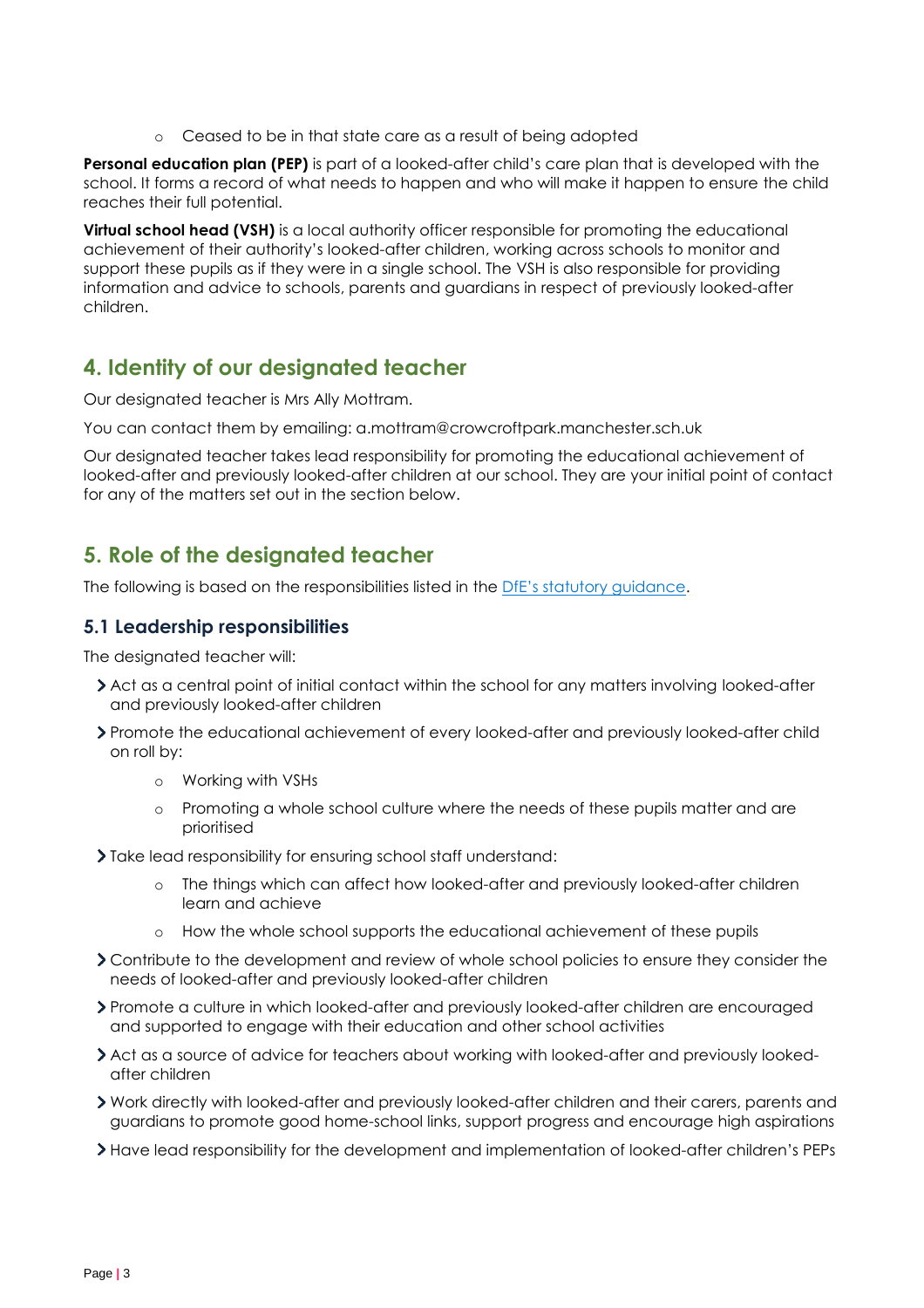- Ceased to be in that state care as a result of being adopted

**Personal education plan (PEP)** is part of a looked-after child's care plan that is developed with the school. It forms a record of what needs to happen and who will make it happen to ensure the child reaches their full potential.

**Virtual school head (VSH)** is a local authority officer responsible for promoting the educational achievement of their authority's looked-after children, working across schools to monitor and support these pupils as if they were in a single school. The VSH is also responsible for providing information and advice to schools, parents and guardians in respect of previously looked-after children.

## 4. Identity of our designated teacher

Our designated teacher is Mrs Ally Mottram.

You can contact them by emailing: a.mottram@crowcroftpark.manchester.sch.uk

Our designated teacher takes lead responsibility for promoting the educational achievement of looked-after and previously looked-after children at our school. They are your initial point of contact for any of the matters set out in the section below.

## 5. Role of the designated teacher

The following is based on the responsibilities listed in the [DfE's statutory guidance](#).

### 5.1 Leadership responsibilities

The designated teacher will:

- Act as a central point of initial contact within the school for any matters involving looked-after and previously looked-after children
- Promote the educational achievement of every looked-after and previously looked-after child on roll by:
   - Working with VSHs
   - Promoting a whole school culture where the needs of these pupils matter and are prioritised
- Take lead responsibility for ensuring school staff understand:
   - The things which can affect how looked-after and previously looked-after children learn and achieve
   - How the whole school supports the educational achievement of these pupils
- Contribute to the development and review of whole school policies to ensure they consider the needs of looked-after and previously looked-after children
- Promote a culture in which looked-after and previously looked-after children are encouraged and supported to engage with their education and other school activities
- Act as a source of advice for teachers about working with looked-after and previously looked-after children
- Work directly with looked-after and previously looked-after children and their carers, parents and guardians to promote good home-school links, support progress and encourage high aspirations
- Have lead responsibility for the development and implementation of looked-after children's PEPs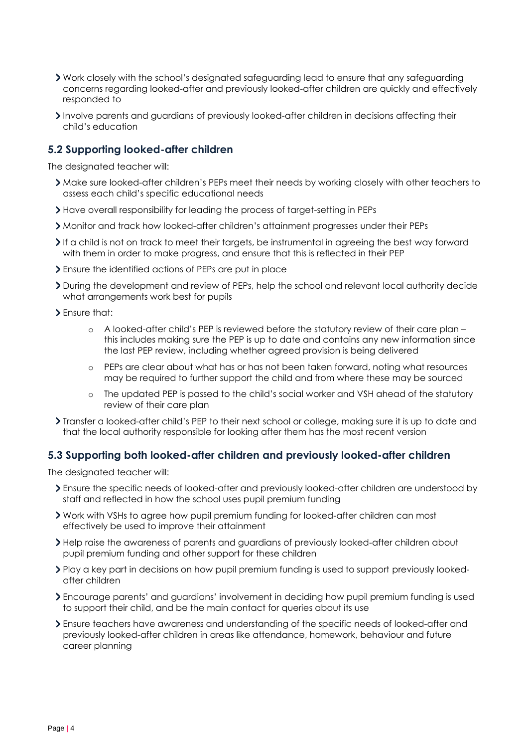- Work closely with the school's designated safeguarding lead to ensure that any safeguarding concerns regarding looked-after and previously looked-after children are quickly and effectively responded to
- Involve parents and guardians of previously looked-after children in decisions affecting their child's education

### 5.2 Supporting looked-after children

The designated teacher will:

- Make sure looked-after children's PEPs meet their needs by working closely with other teachers to assess each child's specific educational needs
- Have overall responsibility for leading the process of target-setting in PEPs
- Monitor and track how looked-after children's attainment progresses under their PEPs
- If a child is not on track to meet their targets, be instrumental in agreeing the best way forward with them in order to make progress, and ensure that this is reflected in their PEP
- Ensure the identified actions of PEPs are put in place
- During the development and review of PEPs, help the school and relevant local authority decide what arrangements work best for pupils
- Ensure that:
    - A looked-after child's PEP is reviewed before the statutory review of their care plan – this includes making sure the PEP is up to date and contains any new information since the last PEP review, including whether agreed provision is being delivered
    - PEPs are clear about what has or has not been taken forward, noting what resources may be required to further support the child and from where these may be sourced
    - The updated PEP is passed to the child's social worker and VSH ahead of the statutory review of their care plan
- Transfer a looked-after child's PEP to their next school or college, making sure it is up to date and that the local authority responsible for looking after them has the most recent version

### 5.3 Supporting both looked-after children and previously looked-after children

The designated teacher will:

- Ensure the specific needs of looked-after and previously looked-after children are understood by staff and reflected in how the school uses pupil premium funding
- Work with VSHs to agree how pupil premium funding for looked-after children can most effectively be used to improve their attainment
- Help raise the awareness of parents and guardians of previously looked-after children about pupil premium funding and other support for these children
- Play a key part in decisions on how pupil premium funding is used to support previously looked-after children
- Encourage parents' and guardians' involvement in deciding how pupil premium funding is used to support their child, and be the main contact for queries about its use
- Ensure teachers have awareness and understanding of the specific needs of looked-after and previously looked-after children in areas like attendance, homework, behaviour and future career planning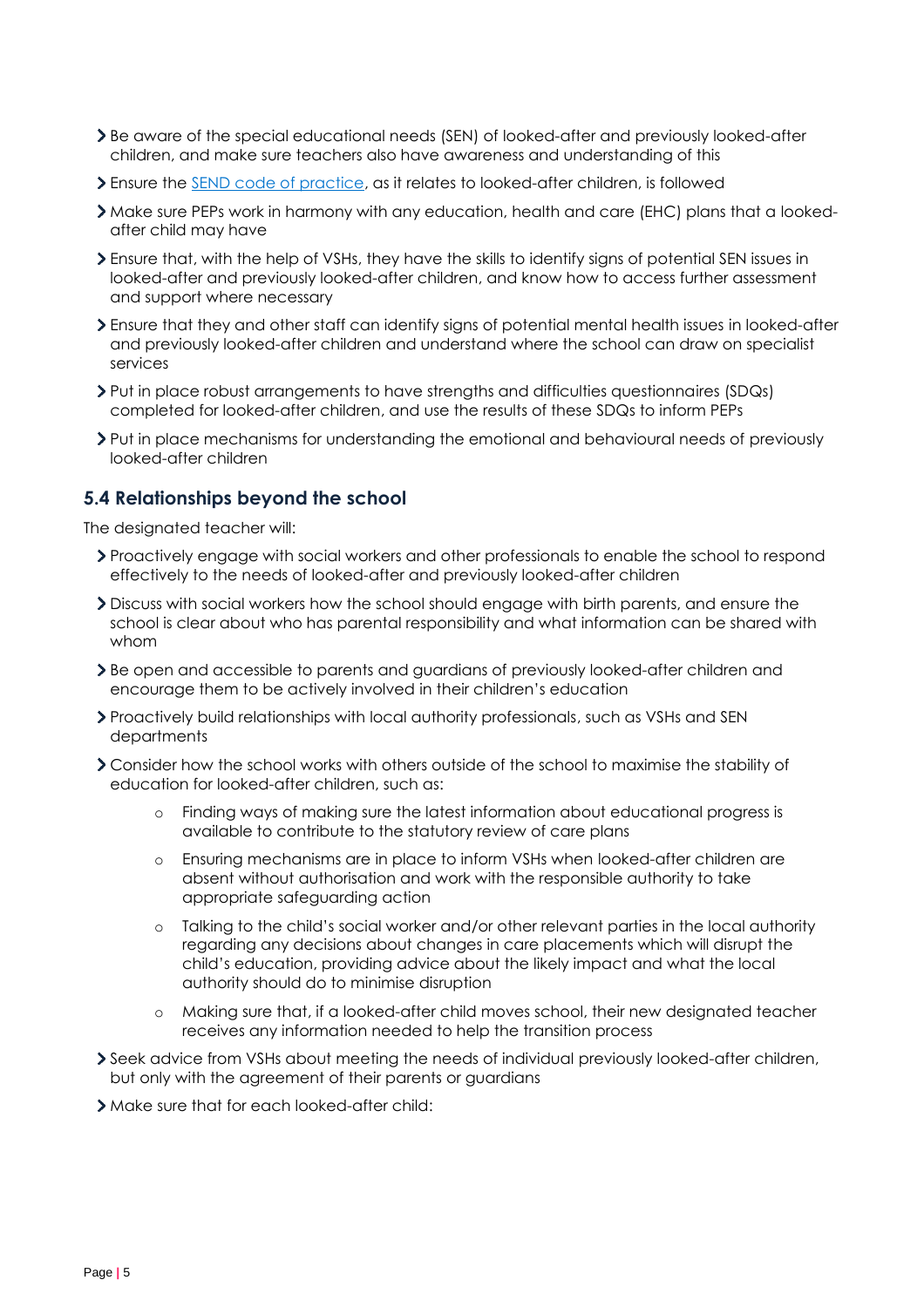- Be aware of the special educational needs (SEN) of looked-after and previously looked-after children, and make sure teachers also have awareness and understanding of this
- Ensure the [SEND code of practice](), as it relates to looked-after children, is followed
- Make sure PEPs work in harmony with any education, health and care (EHC) plans that a looked-after child may have
- Ensure that, with the help of VSHs, they have the skills to identify signs of potential SEN issues in looked-after and previously looked-after children, and know how to access further assessment and support where necessary
- Ensure that they and other staff can identify signs of potential mental health issues in looked-after and previously looked-after children and understand where the school can draw on specialist services
- Put in place robust arrangements to have strengths and difficulties questionnaires (SDQs) completed for looked-after children, and use the results of these SDQs to inform PEPs
- Put in place mechanisms for understanding the emotional and behavioural needs of previously looked-after children

## 5.4 Relationships beyond the school

The designated teacher will:

- Proactively engage with social workers and other professionals to enable the school to respond effectively to the needs of looked-after and previously looked-after children
- Discuss with social workers how the school should engage with birth parents, and ensure the school is clear about who has parental responsibility and what information can be shared with whom
- Be open and accessible to parents and guardians of previously looked-after children and encourage them to be actively involved in their children's education
- Proactively build relationships with local authority professionals, such as VSHs and SEN departments
- Consider how the school works with others outside of the school to maximise the stability of education for looked-after children, such as:
    - Finding ways of making sure the latest information about educational progress is available to contribute to the statutory review of care plans
    - Ensuring mechanisms are in place to inform VSHs when looked-after children are absent without authorisation and work with the responsible authority to take appropriate safeguarding action
    - Talking to the child's social worker and/or other relevant parties in the local authority regarding any decisions about changes in care placements which will disrupt the child's education, providing advice about the likely impact and what the local authority should do to minimise disruption
    - Making sure that, if a looked-after child moves school, their new designated teacher receives any information needed to help the transition process
- Seek advice from VSHs about meeting the needs of individual previously looked-after children, but only with the agreement of their parents or guardians
- Make sure that for each looked-after child: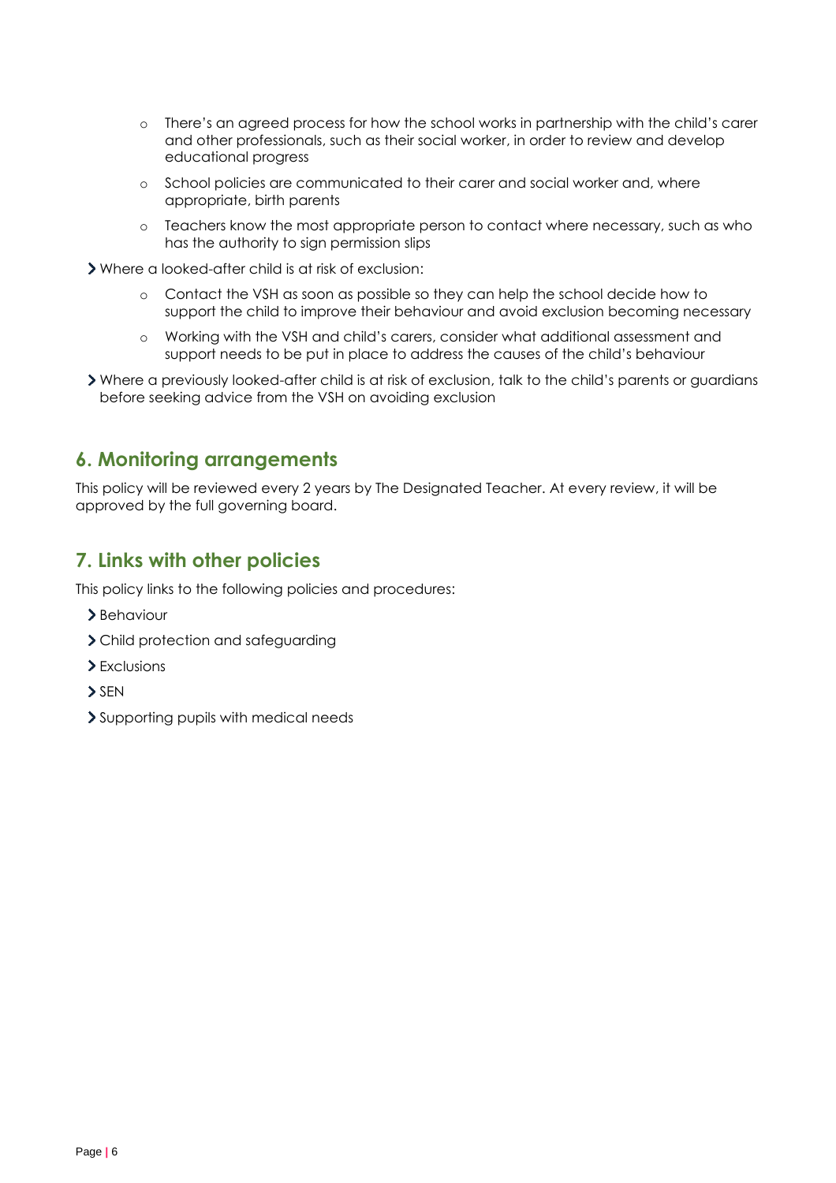- There's an agreed process for how the school works in partnership with the child's carer and other professionals, such as their social worker, in order to review and develop educational progress
    - School policies are communicated to their carer and social worker and, where appropriate, birth parents
    - Teachers know the most appropriate person to contact where necessary, such as who has the authority to sign permission slips

- Where a looked-after child is at risk of exclusion:
    - Contact the VSH as soon as possible so they can help the school decide how to support the child to improve their behaviour and avoid exclusion becoming necessary
    - Working with the VSH and child's carers, consider what additional assessment and support needs to be put in place to address the causes of the child's behaviour

- Where a previously looked-after child is at risk of exclusion, talk to the child's parents or guardians before seeking advice from the VSH on avoiding exclusion

## 6. Monitoring arrangements

This policy will be reviewed every 2 years by The Designated Teacher. At every review, it will be approved by the full governing board.

## 7. Links with other policies

This policy links to the following policies and procedures:

- Behaviour
- Child protection and safeguarding
- Exclusions
- SEN
- Supporting pupils with medical needs